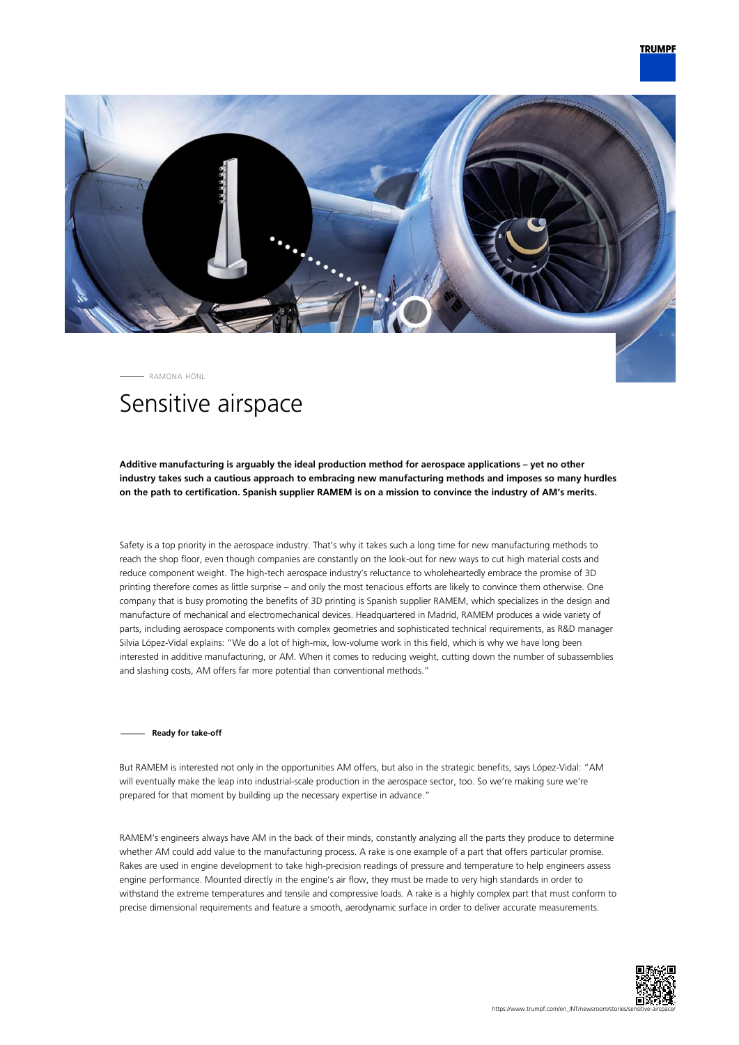RAMONA HÖNL

# Sensitive airspace

**Additive manufacturing is arguably the ideal production method for aerospace applications – yet no other industry takes such a cautious approach to embracing new manufacturing methods and imposes so many hurdles on the path to certification. Spanish supplier RAMEM is on a mission to convince the industry of AM's merits.**

Safety is a top priority in the aerospace industry. That's why it takes such a long time for new manufacturing methods to reach the shop floor, even though companies are constantly on the look-out for new ways to cut high material costs and reduce component weight. The high-tech aerospace industry's reluctance to wholeheartedly embrace the promise of 3D printing therefore comes as little surprise – and only the most tenacious efforts are likely to convince them otherwise. One company that is busy promoting the benefits of 3D printing is Spanish supplier RAMEM, which specializes in the design and manufacture of mechanical and electromechanical devices. Headquartered in Madrid, RAMEM produces a wide variety of parts, including aerospace components with complex geometries and sophisticated technical requirements, as R&D manager Silvia López-Vidal explains: "We do a lot of high-mix, low-volume work in this field, which is why we have long been interested in additive manufacturing, or AM. When it comes to reducing weight, cutting down the number of subassemblies and slashing costs, AM offers far more potential than conventional methods."

## Ready for take-off

But RAMEM is interested not only in the opportunities AM offers, but also in the strategic benefits, says López-Vidal: "AM will eventually make the leap into industrial-scale production in the aerospace sector, too. So we're making sure we're prepared for that moment by building up the necessary expertise in advance."

RAMEM's engineers always have AM in the back of their minds, constantly analyzing all the parts they produce to determine whether AM could add value to the manufacturing process. A rake is one example of a part that offers particular promise. Rakes are used in engine development to take high-precision readings of pressure and temperature to help engineers assess engine performance. Mounted directly in the engine's air flow, they must be made to very high standards in order to withstand the extreme temperatures and tensile and compressive loads. A rake is a highly complex part that must conform to precise dimensional requirements and feature a smooth, aerodynamic surface in order to deliver accurate measurements.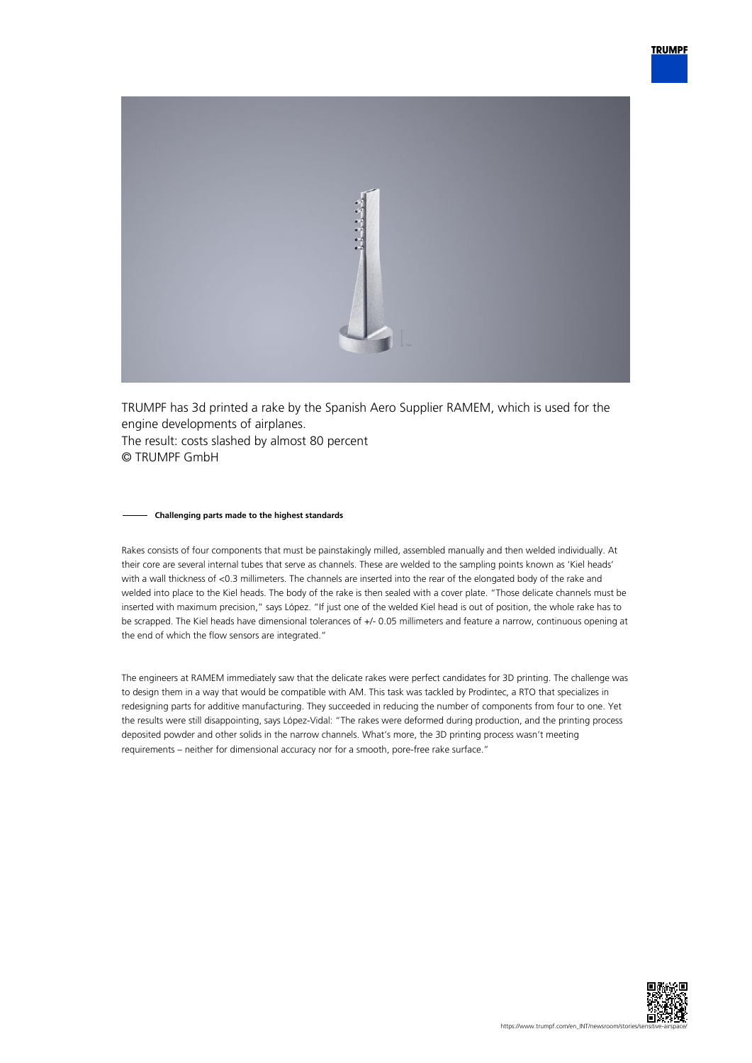TRUMPF has 3d printed a rake by the Spanish Aero Supplier RAMEM, which is used for the engine developments of airplanes.
The result: costs slashed by almost 80 percent
© TRUMPF GmbH

**Challenging parts made to the highest standards**

Rakes consists of four components that must be painstakingly milled, assembled manually and then welded individually. At their core are several internal tubes that serve as channels. These are welded to the sampling points known as 'Kiel heads' with a wall thickness of <0.3 millimeters. The channels are inserted into the rear of the elongated body of the rake and welded into place to the Kiel heads. The body of the rake is then sealed with a cover plate. "Those delicate channels must be inserted with maximum precision," says López. "If just one of the welded Kiel head is out of position, the whole rake has to be scrapped. The Kiel heads have dimensional tolerances of +/- 0.05 millimeters and feature a narrow, continuous opening at the end of which the flow sensors are integrated."

The engineers at RAMEM immediately saw that the delicate rakes were perfect candidates for 3D printing. The challenge was to design them in a way that would be compatible with AM. This task was tackled by Prodintec, a RTO that specializes in redesigning parts for additive manufacturing. They succeeded in reducing the number of components from four to one. Yet the results were still disappointing, says López-Vidal: "The rakes were deformed during production, and the printing process deposited powder and other solids in the narrow channels. What's more, the 3D printing process wasn't meeting requirements – neither for dimensional accuracy nor for a smooth, pore-free rake surface."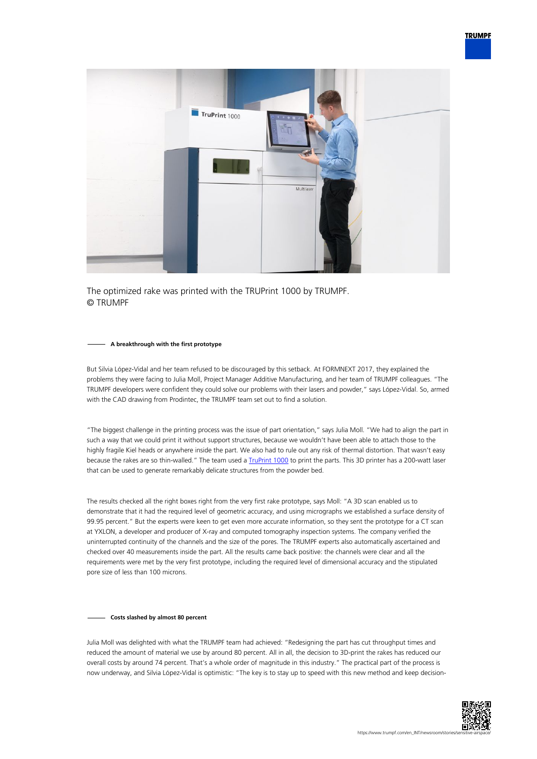The optimized rake was printed with the TRUPrint 1000 by TRUMPF.
© TRUMPF

### A breakthrough with the first prototype

But Silvia López-Vidal and her team refused to be discouraged by this setback. At FORMNEXT 2017, they explained the problems they were facing to Julia Moll, Project Manager Additive Manufacturing, and her team of TRUMPF colleagues. "The TRUMPF developers were confident they could solve our problems with their lasers and powder," says López-Vidal. So, armed with the CAD drawing from Prodintec, the TRUMPF team set out to find a solution.

"The biggest challenge in the printing process was the issue of part orientation," says Julia Moll. "We had to align the part in such a way that we could print it without support structures, because we wouldn't have been able to attach those to the highly fragile Kiel heads or anywhere inside the part. We also had to rule out any risk of thermal distortion. That wasn't easy because the rakes are so thin-walled." The team used a TruPrint 1000 to print the parts. This 3D printer has a 200-watt laser that can be used to generate remarkably delicate structures from the powder bed.

The results checked all the right boxes right from the very first rake prototype, says Moll: "A 3D scan enabled us to demonstrate that it had the required level of geometric accuracy, and using micrographs we established a surface density of 99.95 percent." But the experts were keen to get even more accurate information, so they sent the prototype for a CT scan at YXLON, a developer and producer of X-ray and computed tomography inspection systems. The company verified the uninterrupted continuity of the channels and the size of the pores. The TRUMPF experts also automatically ascertained and checked over 40 measurements inside the part. All the results came back positive: the channels were clear and all the requirements were met by the very first prototype, including the required level of dimensional accuracy and the stipulated pore size of less than 100 microns.

### Costs slashed by almost 80 percent

Julia Moll was delighted with what the TRUMPF team had achieved: "Redesigning the part has cut throughput times and reduced the amount of material we use by around 80 percent. All in all, the decision to 3D-print the rakes has reduced our overall costs by around 74 percent. That's a whole order of magnitude in this industry." The practical part of the process is now underway, and Silvia López-Vidal is optimistic: "The key is to stay up to speed with this new method and keep decision-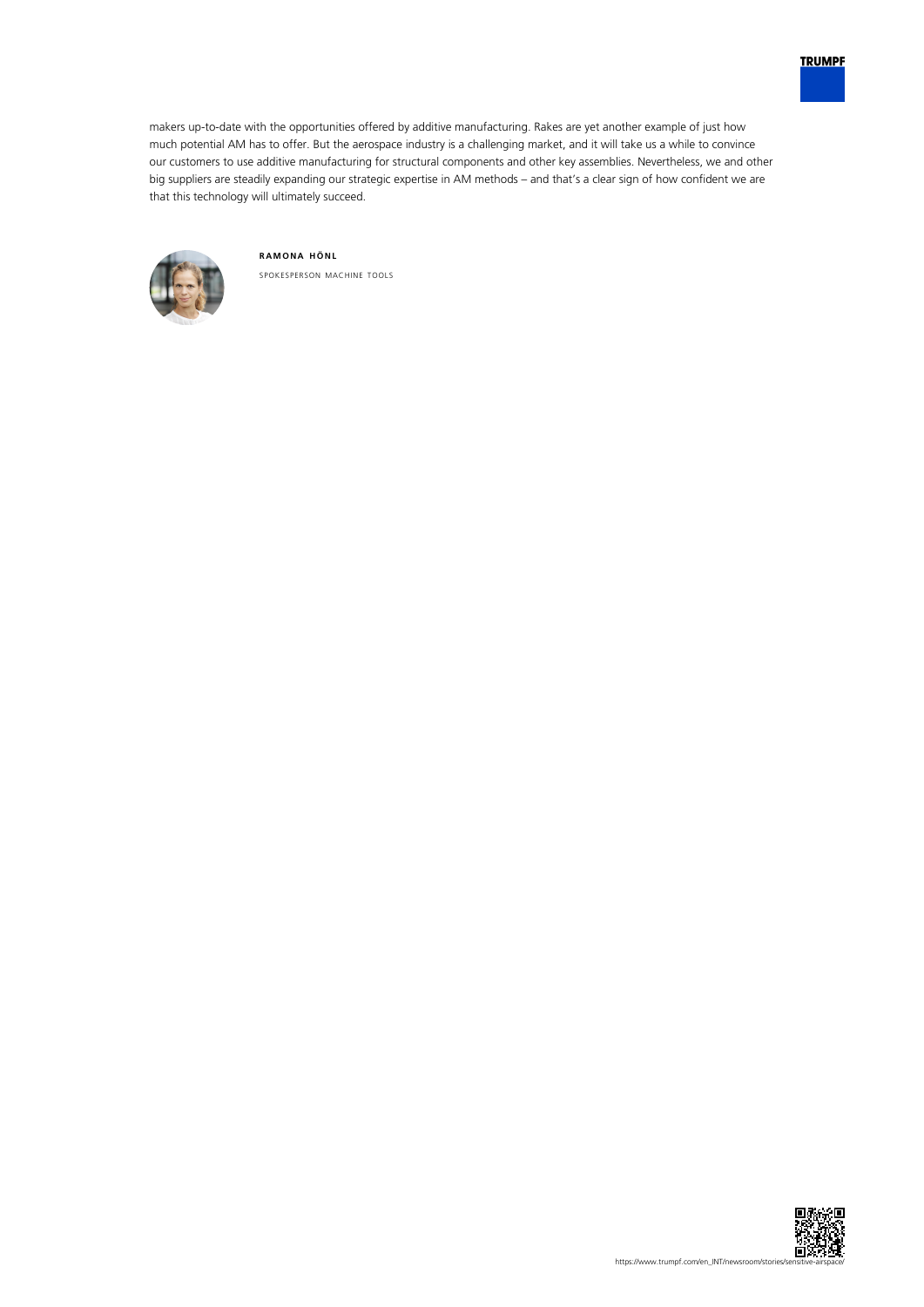makers up-to-date with the opportunities offered by additive manufacturing. Rakes are yet another example of just how much potential AM has to offer. But the aerospace industry is a challenging market, and it will take us a while to convince our customers to use additive manufacturing for structural components and other key assemblies. Nevertheless, we and other big suppliers are steadily expanding our strategic expertise in AM methods – and that's a clear sign of how confident we are that this technology will ultimately succeed.

**RAMONA HÖNL**

SPOKESPERSON MACHINE TOOLS